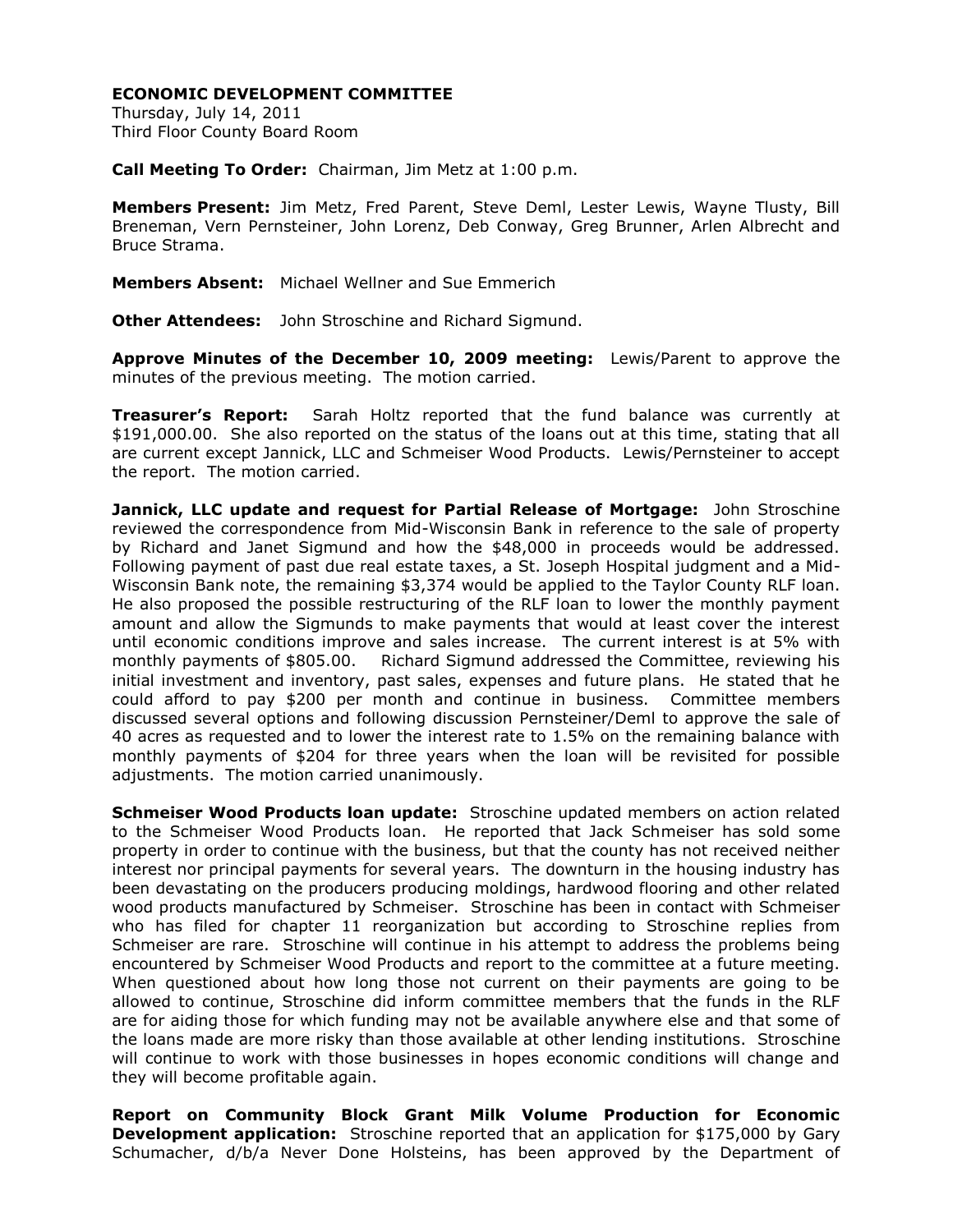**ECONOMIC DEVELOPMENT COMMITTEE**

Thursday, July 14, 2011
Third Floor County Board Room

**Call Meeting To Order:** Chairman, Jim Metz at 1:00 p.m.

**Members Present:** Jim Metz, Fred Parent, Steve Deml, Lester Lewis, Wayne Tlusty, Bill Breneman, Vern Pernsteiner, John Lorenz, Deb Conway, Greg Brunner, Arlen Albrecht and Bruce Strama.

**Members Absent:** Michael Wellner and Sue Emmerich

**Other Attendees:** John Stroschine and Richard Sigmund.

**Approve Minutes of the December 10, 2009 meeting:** Lewis/Parent to approve the minutes of the previous meeting. The motion carried.

**Treasurer's Report:** Sarah Holtz reported that the fund balance was currently at $191,000.00. She also reported on the status of the loans out at this time, stating that all are current except Jannick, LLC and Schmeiser Wood Products. Lewis/Pernsteiner to accept the report. The motion carried.

**Jannick, LLC update and request for Partial Release of Mortgage:** John Stroschine reviewed the correspondence from Mid-Wisconsin Bank in reference to the sale of property by Richard and Janet Sigmund and how the $48,000 in proceeds would be addressed. Following payment of past due real estate taxes, a St. Joseph Hospital judgment and a Mid-Wisconsin Bank note, the remaining $3,374 would be applied to the Taylor County RLF loan. He also proposed the possible restructuring of the RLF loan to lower the monthly payment amount and allow the Sigmunds to make payments that would at least cover the interest until economic conditions improve and sales increase. The current interest is at 5% with monthly payments of $805.00. Richard Sigmund addressed the Committee, reviewing his initial investment and inventory, past sales, expenses and future plans. He stated that he could afford to pay $200 per month and continue in business. Committee members discussed several options and following discussion Pernsteiner/Deml to approve the sale of 40 acres as requested and to lower the interest rate to 1.5% on the remaining balance with monthly payments of $204 for three years when the loan will be revisited for possible adjustments. The motion carried unanimously.

**Schmeiser Wood Products loan update:** Stroschine updated members on action related to the Schmeiser Wood Products loan. He reported that Jack Schmeiser has sold some property in order to continue with the business, but that the county has not received neither interest nor principal payments for several years. The downturn in the housing industry has been devastating on the producers producing moldings, hardwood flooring and other related wood products manufactured by Schmeiser. Stroschine has been in contact with Schmeiser who has filed for chapter 11 reorganization but according to Stroschine replies from Schmeiser are rare. Stroschine will continue in his attempt to address the problems being encountered by Schmeiser Wood Products and report to the committee at a future meeting. When questioned about how long those not current on their payments are going to be allowed to continue, Stroschine did inform committee members that the funds in the RLF are for aiding those for which funding may not be available anywhere else and that some of the loans made are more risky than those available at other lending institutions. Stroschine will continue to work with those businesses in hopes economic conditions will change and they will become profitable again.

**Report on Community Block Grant Milk Volume Production for Economic Development application:** Stroschine reported that an application for $175,000 by Gary Schumacher, d/b/a Never Done Holsteins, has been approved by the Department of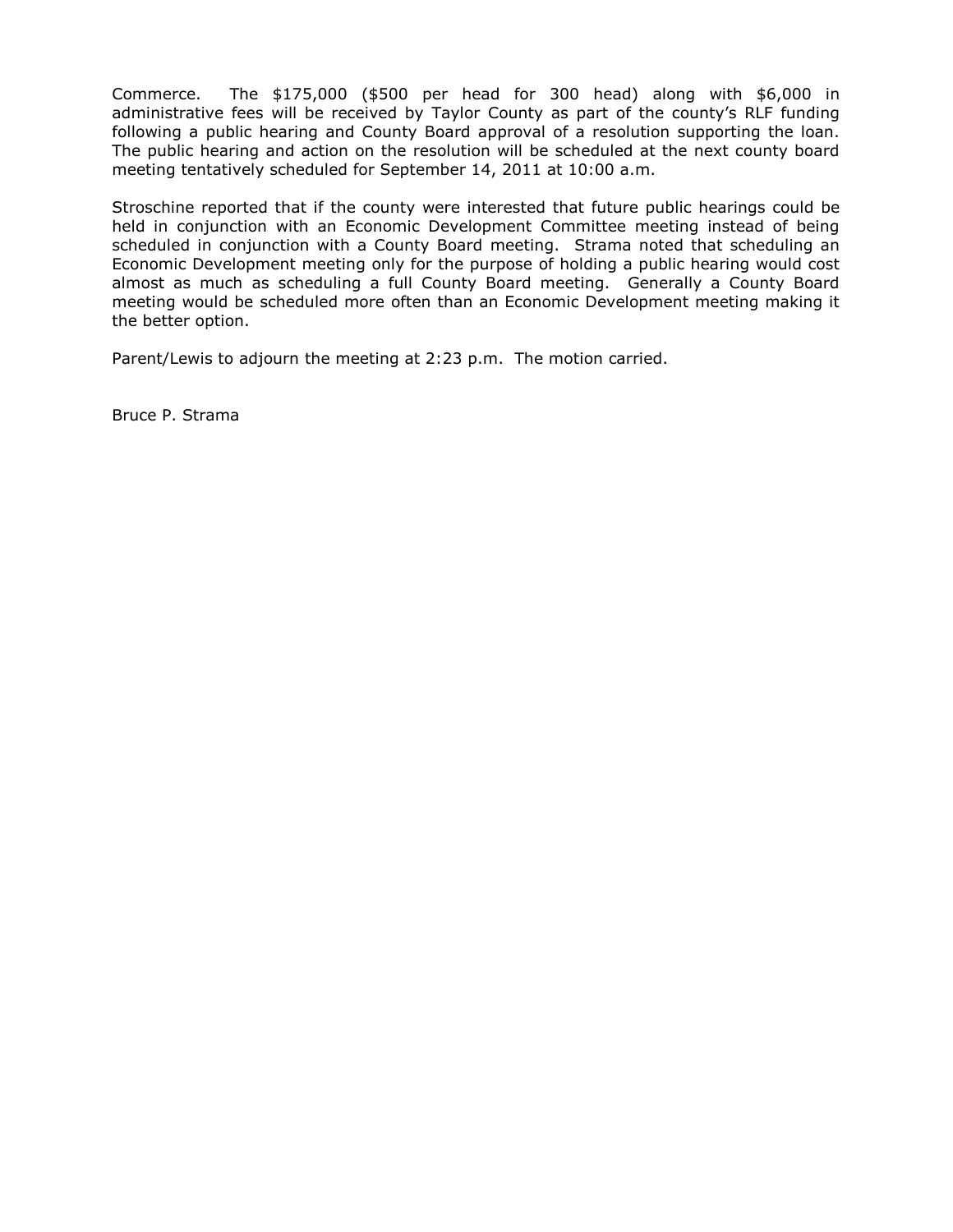Commerce. The $175,000 ($500 per head for 300 head) along with $6,000 in administrative fees will be received by Taylor County as part of the county's RLF funding following a public hearing and County Board approval of a resolution supporting the loan. The public hearing and action on the resolution will be scheduled at the next county board meeting tentatively scheduled for September 14, 2011 at 10:00 a.m.

Stroschine reported that if the county were interested that future public hearings could be held in conjunction with an Economic Development Committee meeting instead of being scheduled in conjunction with a County Board meeting. Strama noted that scheduling an Economic Development meeting only for the purpose of holding a public hearing would cost almost as much as scheduling a full County Board meeting. Generally a County Board meeting would be scheduled more often than an Economic Development meeting making it the better option.

Parent/Lewis to adjourn the meeting at 2:23 p.m. The motion carried.

Bruce P. Strama